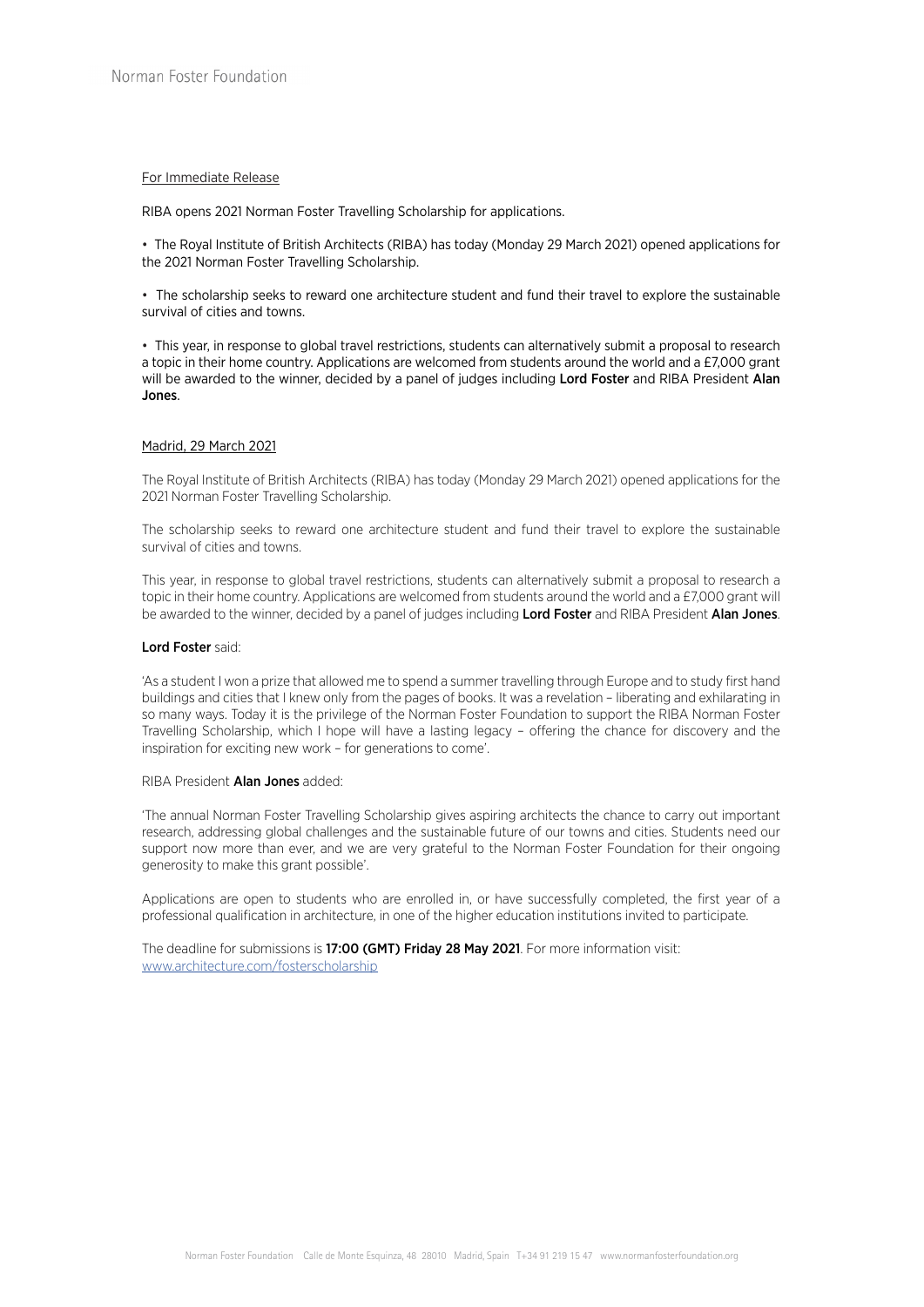For Immediate Release

RIBA opens 2021 Norman Foster Travelling Scholarship for applications.

- The Royal Institute of British Architects (RIBA) has today (Monday 29 March 2021) opened applications for the 2021 Norman Foster Travelling Scholarship.

- The scholarship seeks to reward one architecture student and fund their travel to explore the sustainable survival of cities and towns.

- This year, in response to global travel restrictions, students can alternatively submit a proposal to research a topic in their home country. Applications are welcomed from students around the world and a £7,000 grant will be awarded to the winner, decided by a panel of judges including **Lord Foster** and RIBA President **Alan Jones**.

Madrid, 29 March 2021

The Royal Institute of British Architects (RIBA) has today (Monday 29 March 2021) opened applications for the 2021 Norman Foster Travelling Scholarship.

The scholarship seeks to reward one architecture student and fund their travel to explore the sustainable survival of cities and towns.

This year, in response to global travel restrictions, students can alternatively submit a proposal to research a topic in their home country. Applications are welcomed from students around the world and a £7,000 grant will be awarded to the winner, decided by a panel of judges including **Lord Foster** and RIBA President **Alan Jones**.

**Lord Foster** said:

'As a student I won a prize that allowed me to spend a summer travelling through Europe and to study first hand buildings and cities that I knew only from the pages of books. It was a revelation – liberating and exhilarating in so many ways. Today it is the privilege of the Norman Foster Foundation to support the RIBA Norman Foster Travelling Scholarship, which I hope will have a lasting legacy – offering the chance for discovery and the inspiration for exciting new work – for generations to come'.

RIBA President **Alan Jones** added:

'The annual Norman Foster Travelling Scholarship gives aspiring architects the chance to carry out important research, addressing global challenges and the sustainable future of our towns and cities. Students need our support now more than ever, and we are very grateful to the Norman Foster Foundation for their ongoing generosity to make this grant possible'.

Applications are open to students who are enrolled in, or have successfully completed, the first year of a professional qualification in architecture, in one of the higher education institutions invited to participate.

The deadline for submissions is **17:00 (GMT) Friday 28 May 2021**. For more information visit: www.architecture.com/fosterscholarship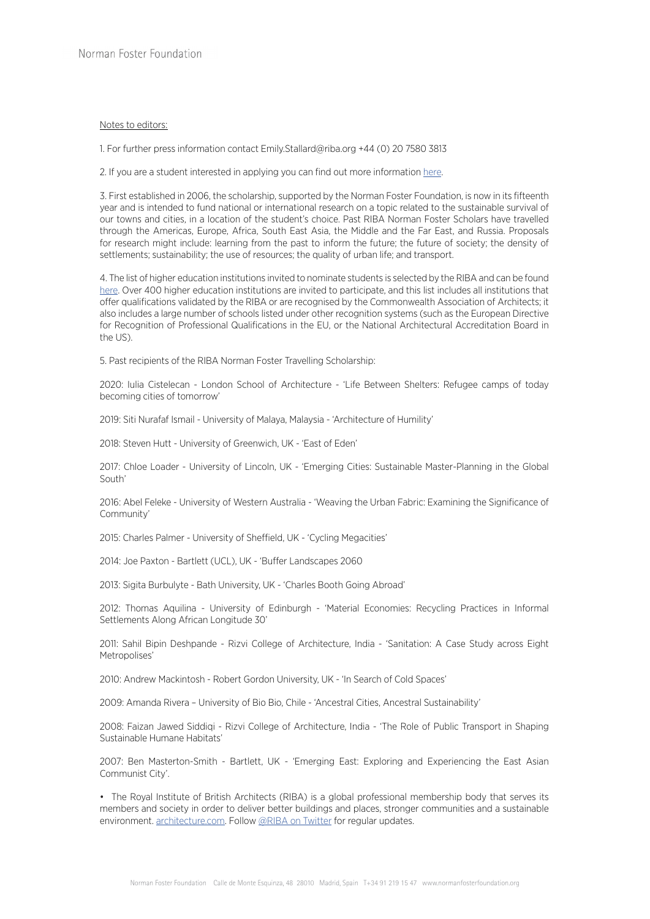Notes to editors:

1. For further press information contact Emily.Stallard@riba.org +44 (0) 20 7580 3813

2. If you are a student interested in applying you can find out more information [here](here).

3. First established in 2006, the scholarship, supported by the Norman Foster Foundation, is now in its fifteenth year and is intended to fund national or international research on a topic related to the sustainable survival of our towns and cities, in a location of the student's choice. Past RIBA Norman Foster Scholars have travelled through the Americas, Europe, Africa, South East Asia, the Middle and the Far East, and Russia. Proposals for research might include: learning from the past to inform the future; the future of society; the density of settlements; sustainability; the use of resources; the quality of urban life; and transport.

4. The list of higher education institutions invited to nominate students is selected by the RIBA and can be found [here](here). Over 400 higher education institutions are invited to participate, and this list includes all institutions that offer qualifications validated by the RIBA or are recognised by the Commonwealth Association of Architects; it also includes a large number of schools listed under other recognition systems (such as the European Directive for Recognition of Professional Qualifications in the EU, or the National Architectural Accreditation Board in the US).

5. Past recipients of the RIBA Norman Foster Travelling Scholarship:

2020: Iulia Cistelecan - London School of Architecture - 'Life Between Shelters: Refugee camps of today becoming cities of tomorrow'

2019: Siti Nurafaf Ismail - University of Malaya, Malaysia - 'Architecture of Humility'

2018: Steven Hutt - University of Greenwich, UK - 'East of Eden'

2017: Chloe Loader - University of Lincoln, UK - 'Emerging Cities: Sustainable Master-Planning in the Global South'

2016: Abel Feleke - University of Western Australia - 'Weaving the Urban Fabric: Examining the Significance of Community'

2015: Charles Palmer - University of Sheffield, UK - 'Cycling Megacities'

2014: Joe Paxton - Bartlett (UCL), UK - 'Buffer Landscapes 2060

2013: Sigita Burbulyte - Bath University, UK - 'Charles Booth Going Abroad'

2012: Thomas Aquilina - University of Edinburgh - 'Material Economies: Recycling Practices in Informal Settlements Along African Longitude 30'

2011: Sahil Bipin Deshpande - Rizvi College of Architecture, India - 'Sanitation: A Case Study across Eight Metropolises'

2010: Andrew Mackintosh - Robert Gordon University, UK - 'In Search of Cold Spaces'

2009: Amanda Rivera – University of Bio Bio, Chile - 'Ancestral Cities, Ancestral Sustainability'

2008: Faizan Jawed Siddiqi - Rizvi College of Architecture, India - 'The Role of Public Transport in Shaping Sustainable Humane Habitats'

2007: Ben Masterton-Smith - Bartlett, UK - 'Emerging East: Exploring and Experiencing the East Asian Communist City'.

- The Royal Institute of British Architects (RIBA) is a global professional membership body that serves its members and society in order to deliver better buildings and places, stronger communities and a sustainable environment. [architecture.com](architecture.com). Follow [@RIBA on Twitter](@RIBA on Twitter) for regular updates.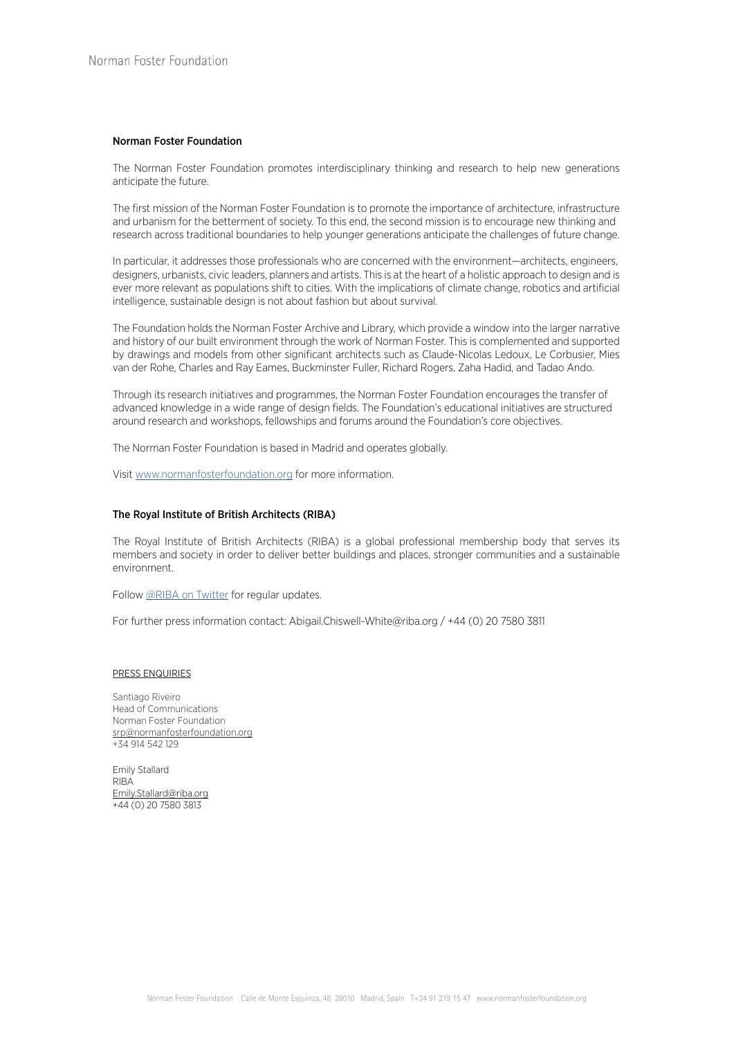## Norman Foster Foundation

The Norman Foster Foundation promotes interdisciplinary thinking and research to help new generations anticipate the future.

The first mission of the Norman Foster Foundation is to promote the importance of architecture, infrastructure and urbanism for the betterment of society. To this end, the second mission is to encourage new thinking and research across traditional boundaries to help younger generations anticipate the challenges of future change.

In particular, it addresses those professionals who are concerned with the environment—architects, engineers, designers, urbanists, civic leaders, planners and artists. This is at the heart of a holistic approach to design and is ever more relevant as populations shift to cities. With the implications of climate change, robotics and artificial intelligence, sustainable design is not about fashion but about survival.

The Foundation holds the Norman Foster Archive and Library, which provide a window into the larger narrative and history of our built environment through the work of Norman Foster. This is complemented and supported by drawings and models from other significant architects such as Claude-Nicolas Ledoux, Le Corbusier, Mies van der Rohe, Charles and Ray Eames, Buckminster Fuller, Richard Rogers, Zaha Hadid, and Tadao Ando.

Through its research initiatives and programmes, the Norman Foster Foundation encourages the transfer of advanced knowledge in a wide range of design fields. The Foundation's educational initiatives are structured around research and workshops, fellowships and forums around the Foundation's core objectives.

The Norman Foster Foundation is based in Madrid and operates globally.

Visit [www.normanfosterfoundation.org](http://www.normanfosterfoundation.org) for more information.

## The Royal Institute of British Architects (RIBA)

The Royal Institute of British Architects (RIBA) is a global professional membership body that serves its members and society in order to deliver better buildings and places, stronger communities and a sustainable environment.

Follow @RIBA on Twitter for regular updates.

For further press information contact: Abigail.Chiswell-White@riba.org / +44 (0) 20 7580 3811

PRESS ENQUIRIES

Santiago Riveiro
Head of Communications
Norman Foster Foundation
srp@normanfosterfoundation.org
+34 914 542 129

Emily Stallard
RIBA
Emily.Stallard@riba.org
+44 (0) 20 7580 3813